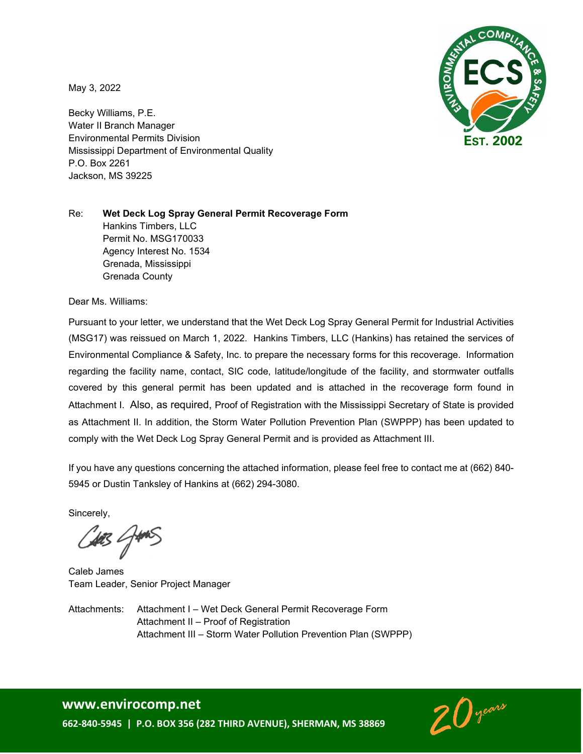May 3, 2022

Becky Williams, P.E.
Water II Branch Manager
Environmental Permits Division
Mississippi Department of Environmental Quality
P.O. Box 2261
Jackson, MS 39225

Re: **Wet Deck Log Spray General Permit Recoverage Form**
Hankins Timbers, LLC
Permit No. MSG170033
Agency Interest No. 1534
Grenada, Mississippi
Grenada County

Dear Ms. Williams:

Pursuant to your letter, we understand that the Wet Deck Log Spray General Permit for Industrial Activities (MSG17) was reissued on March 1, 2022. Hankins Timbers, LLC (Hankins) has retained the services of Environmental Compliance & Safety, Inc. to prepare the necessary forms for this recoverage. Information regarding the facility name, contact, SIC code, latitude/longitude of the facility, and stormwater outfalls covered by this general permit has been updated and is attached in the recoverage form found in Attachment I. Also, as required, Proof of Registration with the Mississippi Secretary of State is provided as Attachment II. In addition, the Storm Water Pollution Prevention Plan (SWPPP) has been updated to comply with the Wet Deck Log Spray General Permit and is provided as Attachment III.

If you have any questions concerning the attached information, please feel free to contact me at (662) 840-5945 or Dustin Tanksley of Hankins at (662) 294-3080.

Sincerely,

Caleb James
Team Leader, Senior Project Manager

Attachments: Attachment I – Wet Deck General Permit Recoverage Form
Attachment II – Proof of Registration
Attachment III – Storm Water Pollution Prevention Plan (SWPPP)

www.envirocomp.net
662-840-5945 | P.O. BOX 356 (282 THIRD AVENUE), SHERMAN, MS 38869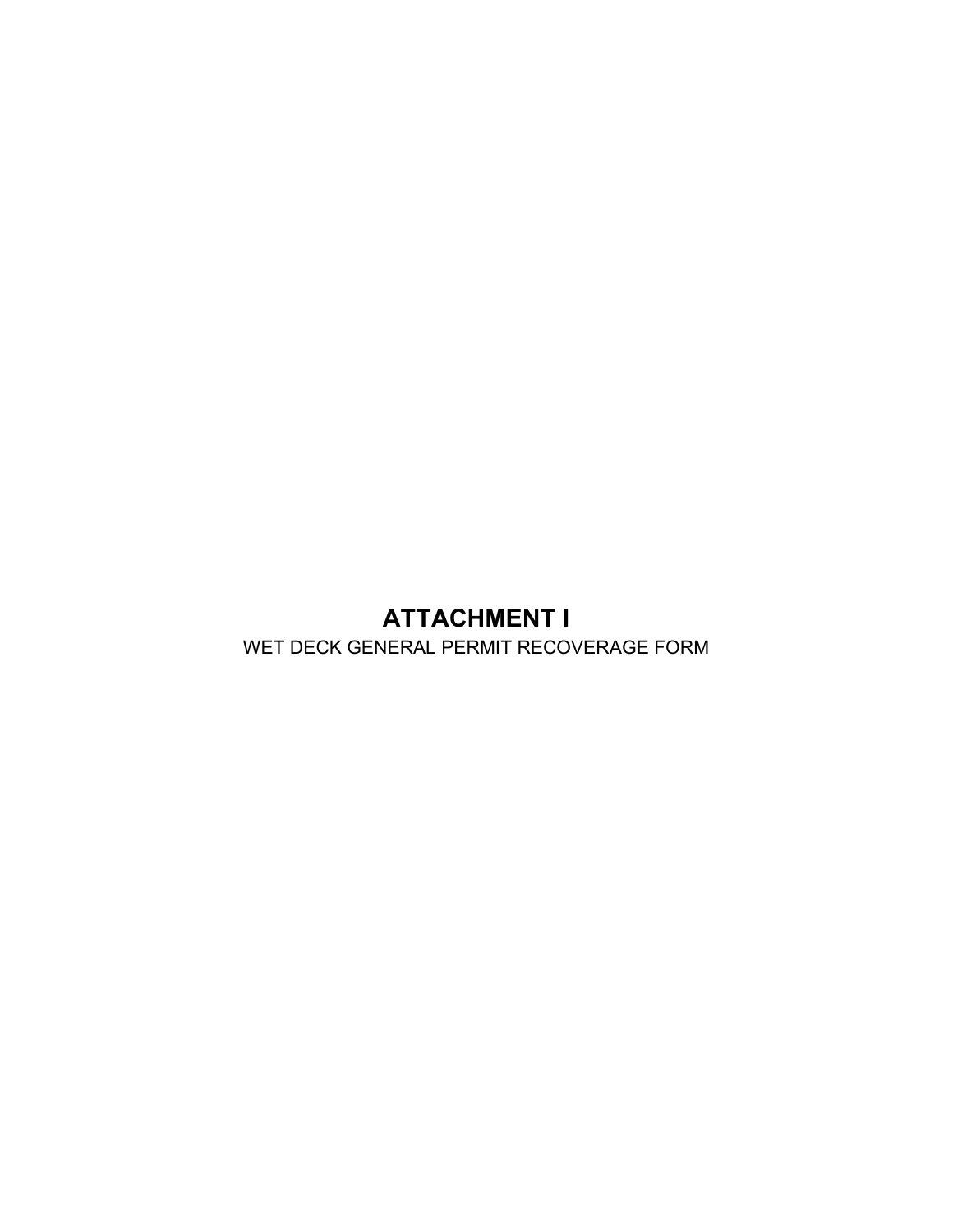# ATTACHMENT I

WET DECK GENERAL PERMIT RECOVERAGE FORM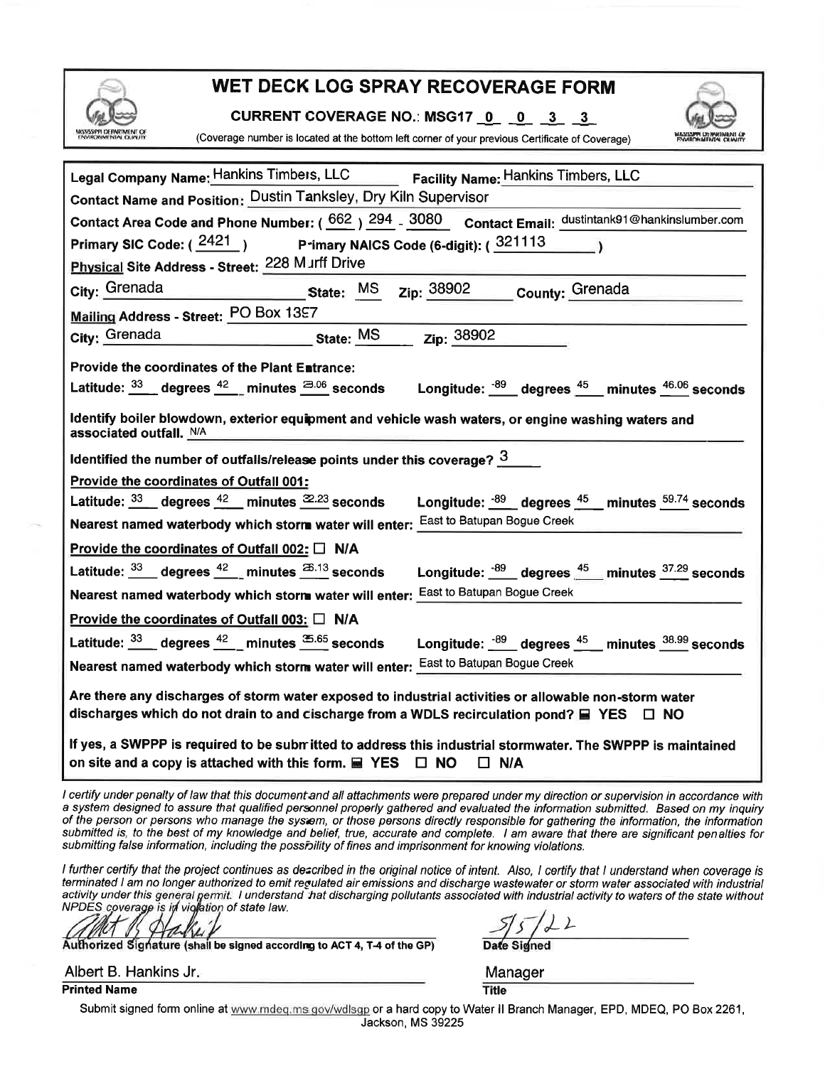# WET DECK LOG SPRAY RECOVERAGE FORM

**CURRENT COVERAGE NO.: MSG17 _0_ _0_ _3_ _3_**

(Coverage number is located at the bottom left corner of your previous Certificate of Coverage)

**Legal Company Name:** Hankins Timbers, LLC **Facility Name:** Hankins Timbers, LLC

**Contact Name and Position:** Dustin Tanksley, Dry Kiln Supervisor

**Contact Area Code and Phone Number:** ( 662 ) 294 - 3080 **Contact Email:** dustintank91@hankinslumber.com

**Primary SIC Code:** ( 2421 ) **Primary NAICS Code (6-digit):** ( 321113 )

**Physical Site Address - Street:** 228 Murff Drive

**City:** Grenada **State:** MS **Zip:** 38902 **County:** Grenada

**Mailing Address - Street:** PO Box 1397

**City:** Grenada **State:** MS **Zip:** 38902

**Provide the coordinates of the Plant Entrance:**

**Latitude:** 33 **degrees** 42 **minutes** 23.06 **seconds** **Longitude:** -89 **degrees** 45 **minutes** 46.06 **seconds**

**Identify boiler blowdown, exterior equipment and vehicle wash waters, or engine washing waters and associated outfall.** N/A

**Identified the number of outfalls/release points under this coverage?** 3

**Provide the coordinates of Outfall 001:**

**Latitude:** 33 **degrees** 42 **minutes** 22.23 **seconds** **Longitude:** -89 **degrees** 45 **minutes** 59.74 **seconds**

**Nearest named waterbody which storm water will enter:** East to Batupan Bogue Creek

**Provide the coordinates of Outfall 002:** ☐ **N/A**

**Latitude:** 33 **degrees** 42 **minutes** 26.13 **seconds** **Longitude:** -89 **degrees** 45 **minutes** 37.29 **seconds**

**Nearest named waterbody which storm water will enter:** East to Batupan Bogue Creek

**Provide the coordinates of Outfall 003:** ☐ **N/A**

**Latitude:** 33 **degrees** 42 **minutes** 35.65 **seconds** **Longitude:** -89 **degrees** 45 **minutes** 38.99 **seconds**

**Nearest named waterbody which storm water will enter:** East to Batupan Bogue Creek

**Are there any discharges of storm water exposed to industrial activities or allowable non-storm water discharges which do not drain to and discharge from a WDLS recirculation pond?** ■ **YES** ☐ **NO**

**If yes, a SWPPP is required to be submitted to address this industrial stormwater. The SWPPP is maintained on site and a copy is attached with this form.** ■ **YES** ☐ **NO** ☐ **N/A**

*I certify under penalty of law that this document and all attachments were prepared under my direction or supervision in accordance with a system designed to assure that qualified personnel properly gathered and evaluated the information submitted. Based on my inquiry of the person or persons who manage the system, or those persons directly responsible for gathering the information, the information submitted is, to the best of my knowledge and belief, true, accurate and complete. I am aware that there are significant penalties for submitting false information, including the possibility of fines and imprisonment for knowing violations.*

*I further certify that the project continues as described in the original notice of intent. Also, I certify that I understand when coverage is terminated I am no longer authorized to emit regulated air emissions and discharge wastewater or storm water associated with industrial activity under this general permit. I understand that discharging pollutants associated with industrial activity to waters of the state without NPDES coverage is in violation of state law.*

[Signature] 5/5/22

**Authorized Signature (shall be signed according to ACT 4, T-4 of the GP)** **Date Signed**

Albert B. Hankins Jr. Manager

**Printed Name** **Title**

Submit signed form online at www.mdeq.ms.gov/wdlsgp or a hard copy to Water II Branch Manager, EPD, MDEQ, PO Box 2261, Jackson, MS 39225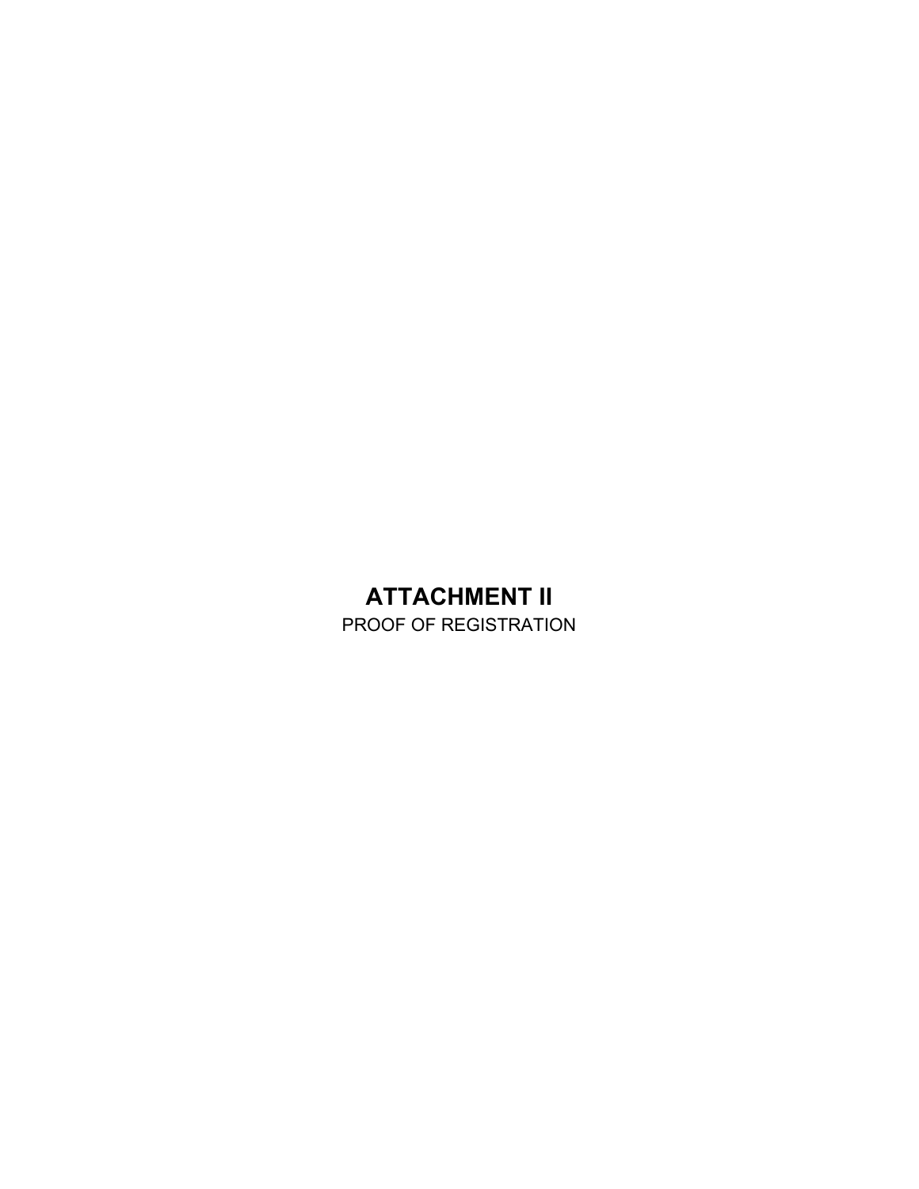# ATTACHMENT II

PROOF OF REGISTRATION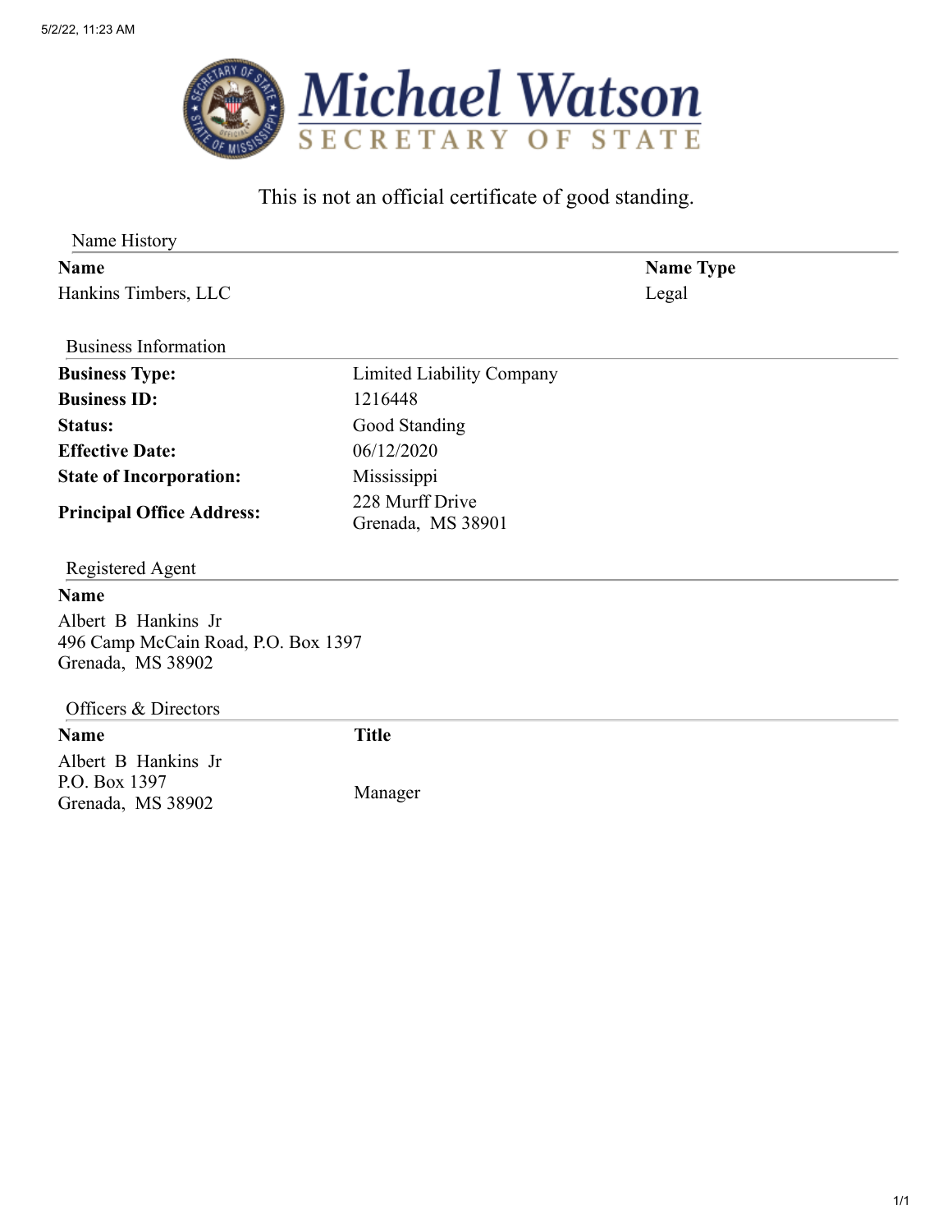# Michael Watson
## SECRETARY OF STATE

This is not an official certificate of good standing.

### Name History

| Name | Name Type |
| --- | --- |
| Hankins Timbers, LLC | Legal |

### Business Information

| | |
| --- | --- |
| **Business Type:** | Limited Liability Company |
| **Business ID:** | 1216448 |
| **Status:** | Good Standing |
| **Effective Date:** | 06/12/2020 |
| **State of Incorporation:** | Mississippi |
| **Principal Office Address:** | 228 Murff Drive<br>Grenada, MS 38901 |

### Registered Agent

**Name**

Albert B Hankins Jr
496 Camp McCain Road, P.O. Box 1397
Grenada, MS 38902

### Officers & Directors

| Name | Title |
| --- | --- |
| Albert B Hankins Jr<br>P.O. Box 1397<br>Grenada, MS 38902 | Manager |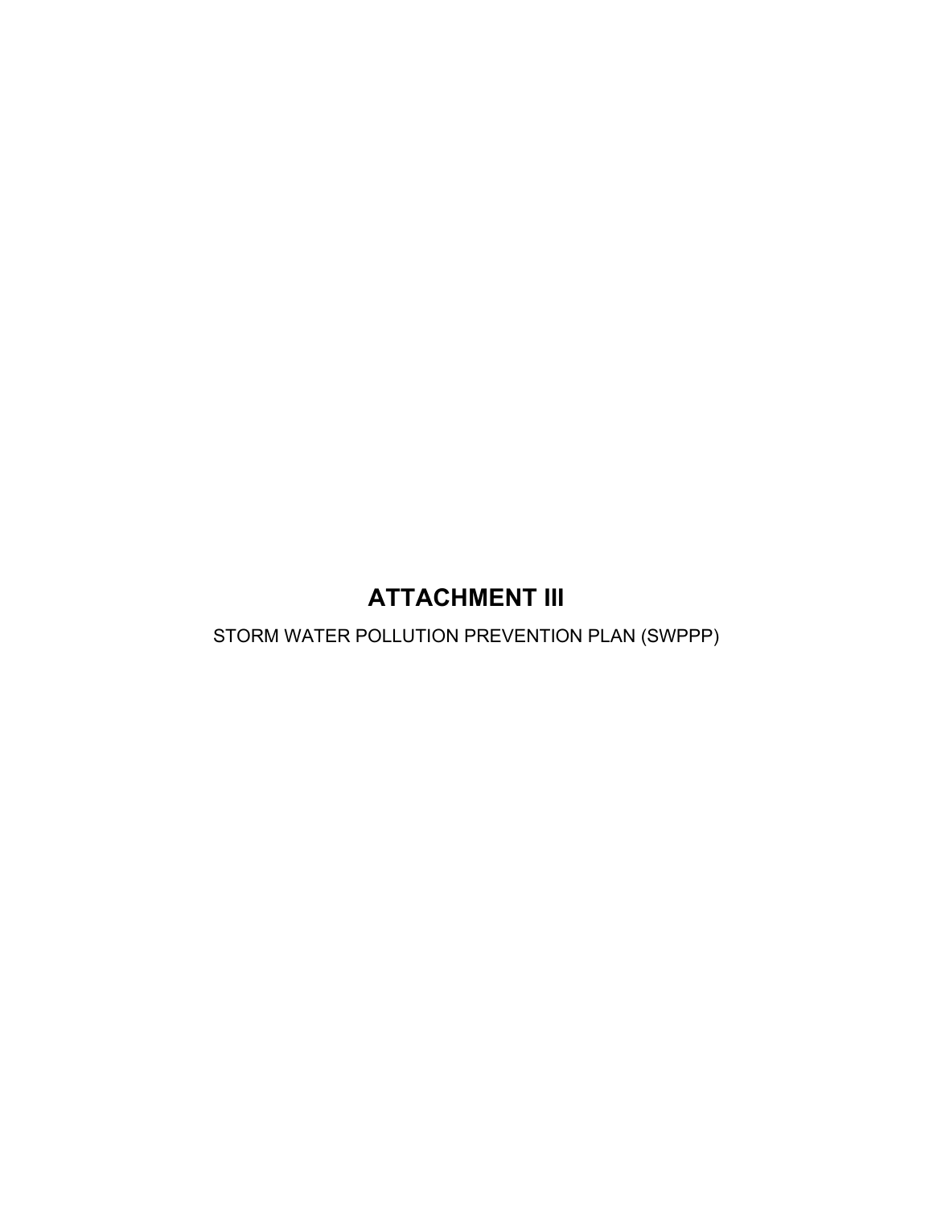# ATTACHMENT III

STORM WATER POLLUTION PREVENTION PLAN (SWPPP)